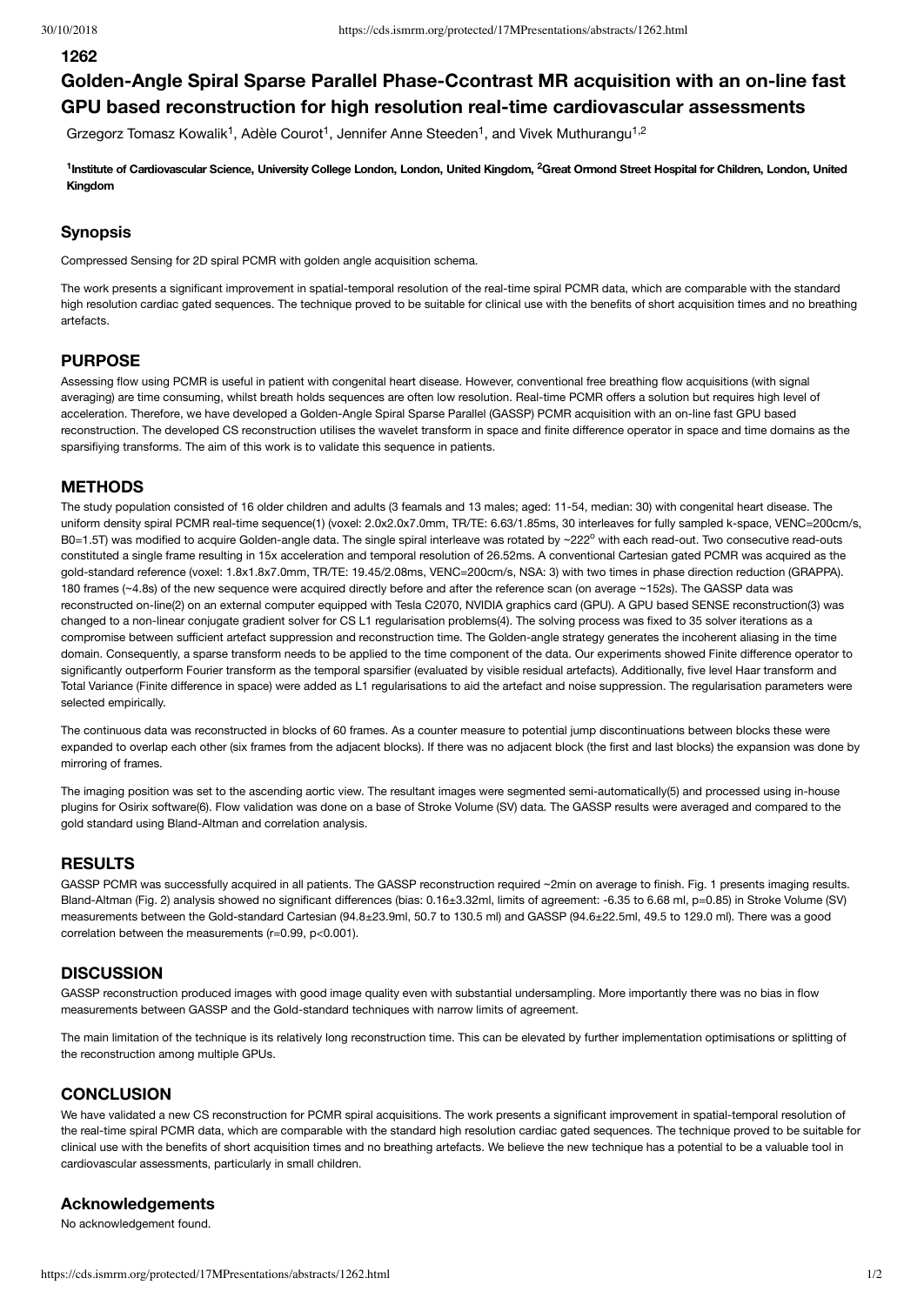1262

# Golden-Angle Spiral Sparse Parallel Phase-Ccontrast MR acquisition with an on-line fast GPU based reconstruction for high resolution real-time cardiovascular assessments

Grzegorz Tomasz Kowalik[1], Adèle Courot[1], Jennifer Anne Steeden[1], and Vivek Muthurangu[1,2]

**[1]Institute of Cardiovascular Science, University College London, London, United Kingdom, [2]Great Ormond Street Hospital for Children, London, United Kingdom**

## Synopsis

Compressed Sensing for 2D spiral PCMR with golden angle acquisition schema.

The work presents a significant improvement in spatial-temporal resolution of the real-time spiral PCMR data, which are comparable with the standard high resolution cardiac gated sequences. The technique proved to be suitable for clinical use with the benefits of short acquisition times and no breathing artefacts.

## PURPOSE

Assessing flow using PCMR is useful in patient with congenital heart disease. However, conventional free breathing flow acquisitions (with signal averaging) are time consuming, whilst breath holds sequences are often low resolution. Real-time PCMR offers a solution but requires high level of acceleration. Therefore, we have developed a Golden-Angle Spiral Sparse Parallel (GASSP) PCMR acquisition with an on-line fast GPU based reconstruction. The developed CS reconstruction utilises the wavelet transform in space and finite difference operator in space and time domains as the sparsifiying transforms. The aim of this work is to validate this sequence in patients.

## METHODS

The study population consisted of 16 older children and adults (3 feamals and 13 males; aged: 11-54, median: 30) with congenital heart disease. The uniform density spiral PCMR real-time sequence(1) (voxel: 2.0x2.0x7.0mm, TR/TE: 6.63/1.85ms, 30 interleaves for fully sampled k-space, VENC=200cm/s, B0=1.5T) was modified to acquire Golden-angle data. The single spiral interleave was rotated by ~222$^{o}$ with each read-out. Two consecutive read-outs constituted a single frame resulting in 15x acceleration and temporal resolution of 26.52ms. A conventional Cartesian gated PCMR was acquired as the gold-standard reference (voxel: 1.8x1.8x7.0mm, TR/TE: 19.45/2.08ms, VENC=200cm/s, NSA: 3) with two times in phase direction reduction (GRAPPA). 180 frames (~4.8s) of the new sequence were acquired directly before and after the reference scan (on average ~152s). The GASSP data was reconstructed on-line(2) on an external computer equipped with Tesla C2070, NVIDIA graphics card (GPU). A GPU based SENSE reconstruction(3) was changed to a non-linear conjugate gradient solver for CS L1 regularisation problems(4). The solving process was fixed to 35 solver iterations as a compromise between sufficient artefact suppression and reconstruction time. The Golden-angle strategy generates the incoherent aliasing in the time domain. Consequently, a sparse transform needs to be applied to the time component of the data. Our experiments showed Finite difference operator to significantly outperform Fourier transform as the temporal sparsifier (evaluated by visible residual artefacts). Additionally, five level Haar transform and Total Variance (Finite difference in space) were added as L1 regularisations to aid the artefact and noise suppression. The regularisation parameters were selected empirically.

The continuous data was reconstructed in blocks of 60 frames. As a counter measure to potential jump discontinuations between blocks these were expanded to overlap each other (six frames from the adjacent blocks). If there was no adjacent block (the first and last blocks) the expansion was done by mirroring of frames.

The imaging position was set to the ascending aortic view. The resultant images were segmented semi-automatically(5) and processed using in-house plugins for Osirix software(6). Flow validation was done on a base of Stroke Volume (SV) data. The GASSP results were averaged and compared to the gold standard using Bland-Altman and correlation analysis.

## RESULTS

GASSP PCMR was successfully acquired in all patients. The GASSP reconstruction required ~2min on average to finish. Fig. 1 presents imaging results. Bland-Altman (Fig. 2) analysis showed no significant differences (bias: 0.16±3.32ml, limits of agreement: -6.35 to 6.68 ml, p=0.85) in Stroke Volume (SV) measurements between the Gold-standard Cartesian (94.8±23.9ml, 50.7 to 130.5 ml) and GASSP (94.6±22.5ml, 49.5 to 129.0 ml). There was a good correlation between the measurements (r=0.99, p<0.001).

## DISCUSSION

GASSP reconstruction produced images with good image quality even with substantial undersampling. More importantly there was no bias in flow measurements between GASSP and the Gold-standard techniques with narrow limits of agreement.

The main limitation of the technique is its relatively long reconstruction time. This can be elevated by further implementation optimisations or splitting of the reconstruction among multiple GPUs.

## CONCLUSION

We have validated a new CS reconstruction for PCMR spiral acquisitions. The work presents a significant improvement in spatial-temporal resolution of the real-time spiral PCMR data, which are comparable with the standard high resolution cardiac gated sequences. The technique proved to be suitable for clinical use with the benefits of short acquisition times and no breathing artefacts. We believe the new technique has a potential to be a valuable tool in cardiovascular assessments, particularly in small children.

## Acknowledgements

No acknowledgement found.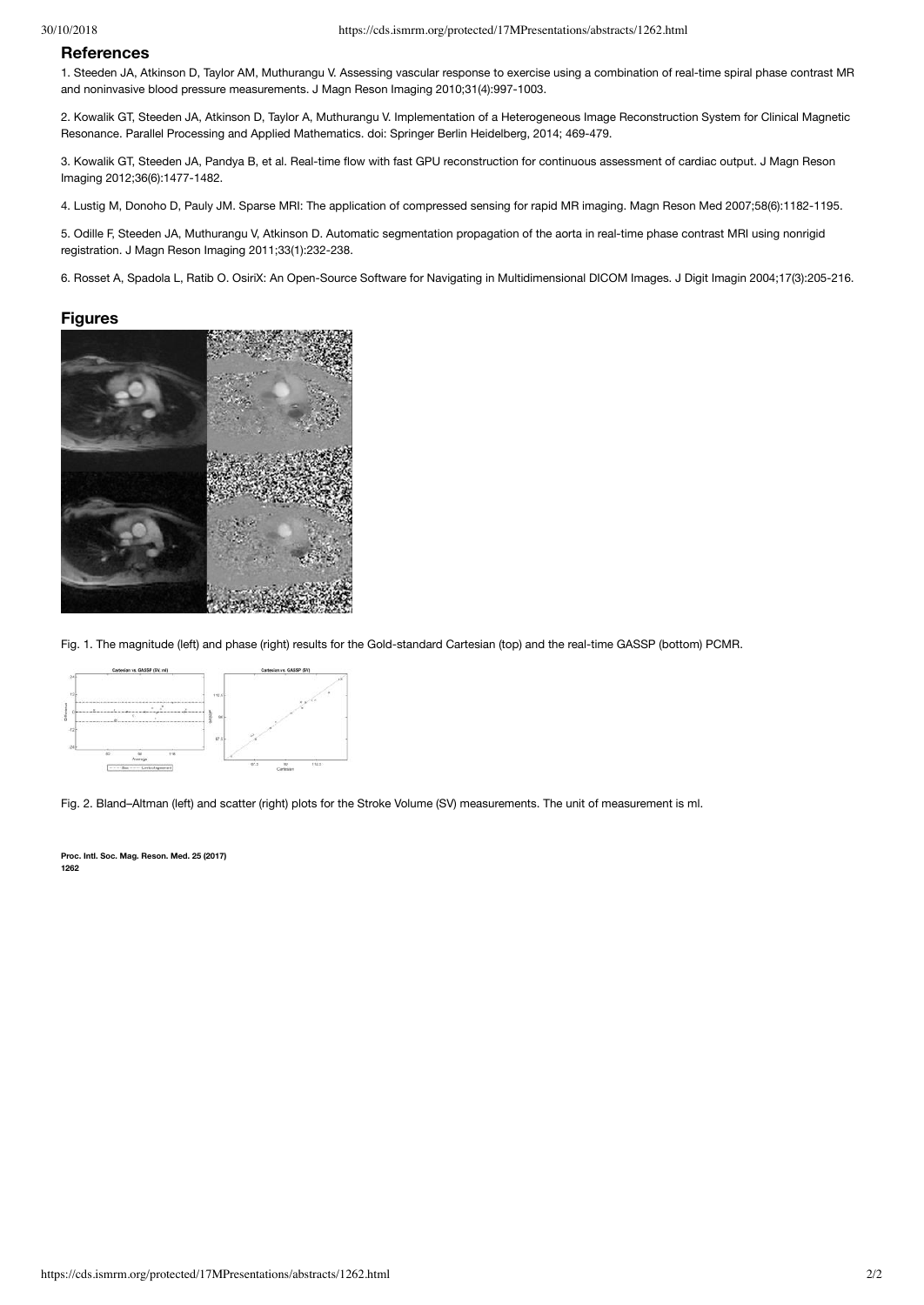## References

1. Steeden JA, Atkinson D, Taylor AM, Muthurangu V. Assessing vascular response to exercise using a combination of real-time spiral phase contrast MR and noninvasive blood pressure measurements. J Magn Reson Imaging 2010;31(4):997-1003.

2. Kowalik GT, Steeden JA, Atkinson D, Taylor A, Muthurangu V. Implementation of a Heterogeneous Image Reconstruction System for Clinical Magnetic Resonance. Parallel Processing and Applied Mathematics. doi: Springer Berlin Heidelberg, 2014; 469-479.

3. Kowalik GT, Steeden JA, Pandya B, et al. Real-time flow with fast GPU reconstruction for continuous assessment of cardiac output. J Magn Reson Imaging 2012;36(6):1477-1482.

4. Lustig M, Donoho D, Pauly JM. Sparse MRI: The application of compressed sensing for rapid MR imaging. Magn Reson Med 2007;58(6):1182-1195.

5. Odille F, Steeden JA, Muthurangu V, Atkinson D. Automatic segmentation propagation of the aorta in real-time phase contrast MRI using nonrigid registration. J Magn Reson Imaging 2011;33(1):232-238.

6. Rosset A, Spadola L, Ratib O. OsiriX: An Open-Source Software for Navigating in Multidimensional DICOM Images. J Digit Imagin 2004;17(3):205-216.

## Figures

Fig. 1. The magnitude (left) and phase (right) results for the Gold-standard Cartesian (top) and the real-time GASSP (bottom) PCMR.

Cartesian vs. GASSP (SV, ml)

Cartesian vs. GASSP (SV)

Fig. 2. Bland–Altman (left) and scatter (right) plots for the Stroke Volume (SV) measurements. The unit of measurement is ml.

**Proc. Intl. Soc. Mag. Reson. Med. 25 (2017)**
**1262**